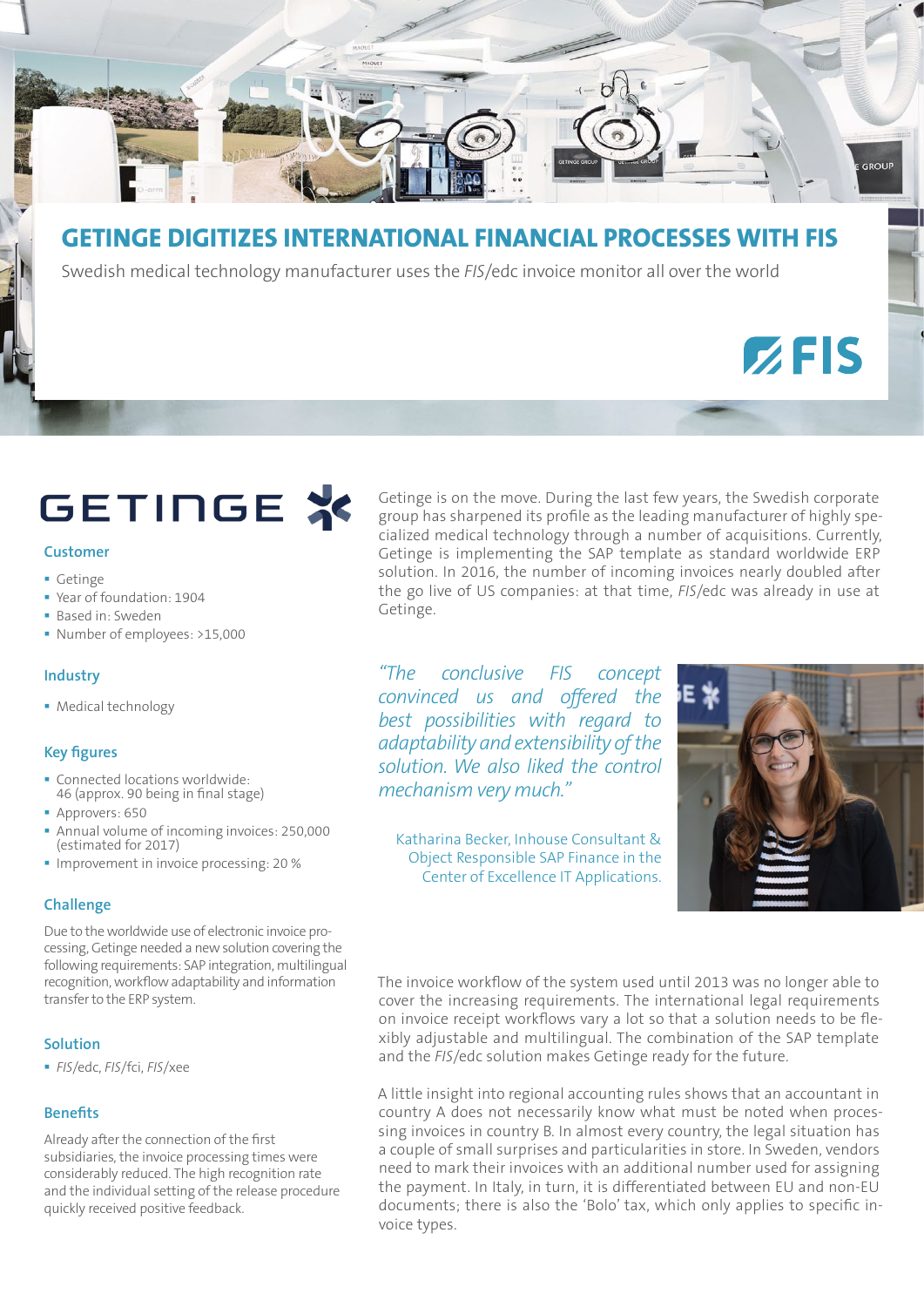# GETINGE DIGITIZES INTERNATIONAL FINANCIAL PROCESSES WITH FIS

Swedish medical technology manufacturer uses the *FIS*/edc invoice monitor all over the world

## Customer

- Getinge
- Year of foundation: 1904
- Based in: Sweden
- Number of employees: >15,000

## Industry

- Medical technology

## Key figures

- Connected locations worldwide: 46 (approx. 90 being in final stage)
- Approvers: 650
- Annual volume of incoming invoices: 250,000 (estimated for 2017)
- Improvement in invoice processing: 20 %

## Challenge

Due to the worldwide use of electronic invoice processing, Getinge needed a new solution covering the following requirements: SAP integration, multilingual recognition, workflow adaptability and information transfer to the ERP system.

## Solution

- *FIS*/edc, *FIS*/fci, *FIS*/xee

## Benefits

Already after the connection of the first subsidiaries, the invoice processing times were considerably reduced. The high recognition rate and the individual setting of the release procedure quickly received positive feedback.

Getinge is on the move. During the last few years, the Swedish corporate group has sharpened its profile as the leading manufacturer of highly specialized medical technology through a number of acquisitions. Currently, Getinge is implementing the SAP template as standard worldwide ERP solution. In 2016, the number of incoming invoices nearly doubled after the go live of US companies: at that time, *FIS*/edc was already in use at Getinge.

*"The conclusive FIS concept convinced us and offered the best possibilities with regard to adaptability and extensibility of the solution. We also liked the control mechanism very much."*

Katharina Becker, Inhouse Consultant & Object Responsible SAP Finance in the Center of Excellence IT Applications.

The invoice workflow of the system used until 2013 was no longer able to cover the increasing requirements. The international legal requirements on invoice receipt workflows vary a lot so that a solution needs to be flexibly adjustable and multilingual. The combination of the SAP template and the *FIS*/edc solution makes Getinge ready for the future.

A little insight into regional accounting rules shows that an accountant in country A does not necessarily know what must be noted when processing invoices in country B. In almost every country, the legal situation has a couple of small surprises and particularities in store. In Sweden, vendors need to mark their invoices with an additional number used for assigning the payment. In Italy, in turn, it is differentiated between EU and non-EU documents; there is also the 'Bolo' tax, which only applies to specific invoice types.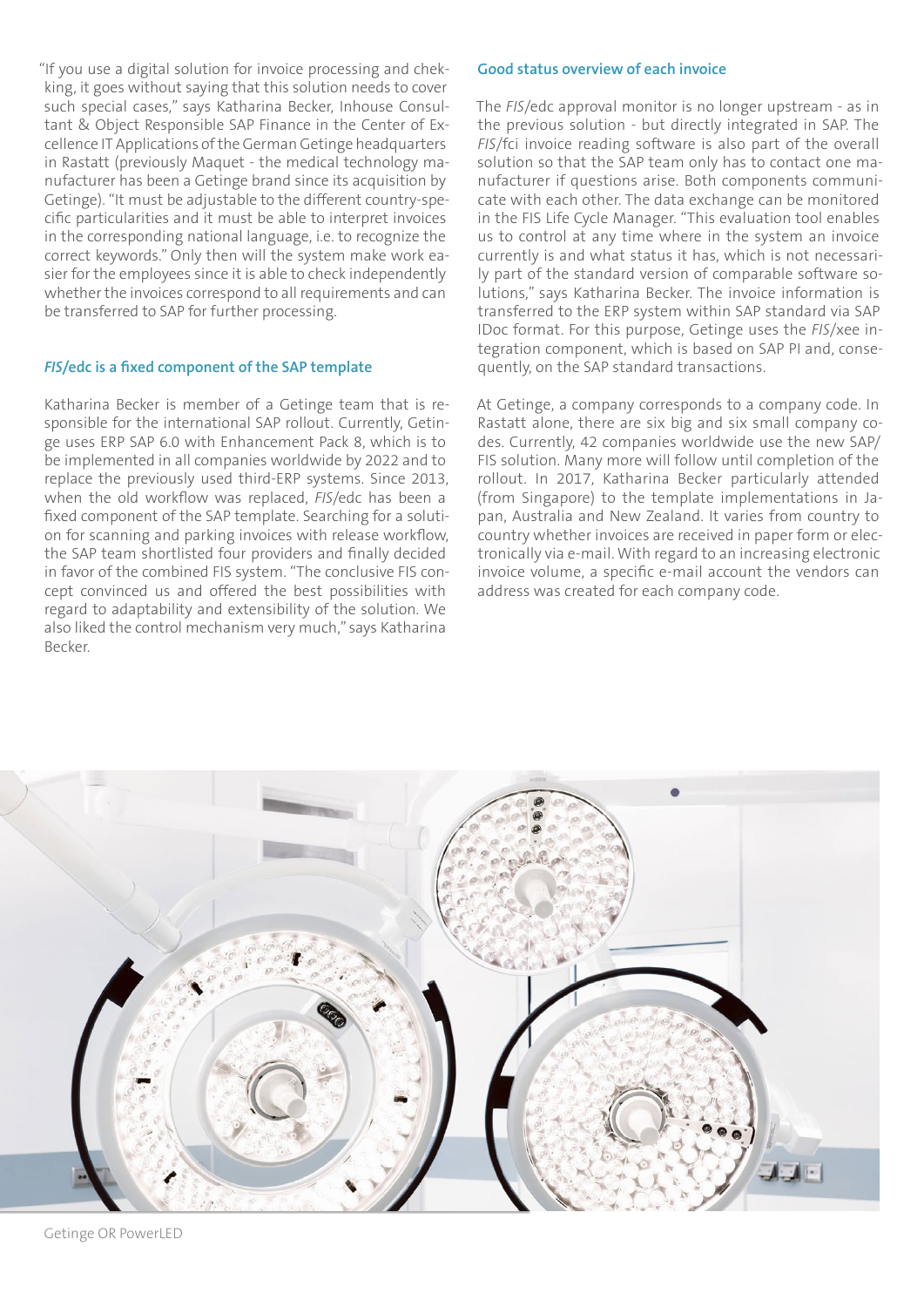"If you use a digital solution for invoice processing and checking, it goes without saying that this solution needs to cover such special cases," says Katharina Becker, Inhouse Consultant & Object Responsible SAP Finance in the Center of Excellence IT Applications of the German Getinge headquarters in Rastatt (previously Maquet - the medical technology manufacturer has been a Getinge brand since its acquisition by Getinge). "It must be adjustable to the different country-specific particularities and it must be able to interpret invoices in the corresponding national language, i.e. to recognize the correct keywords." Only then will the system make work easier for the employees since it is able to check independently whether the invoices correspond to all requirements and can be transferred to SAP for further processing.

### *FIS*/edc is a fixed component of the SAP template

Katharina Becker is member of a Getinge team that is responsible for the international SAP rollout. Currently, Getinge uses ERP SAP 6.0 with Enhancement Pack 8, which is to be implemented in all companies worldwide by 2022 and to replace the previously used third-ERP systems. Since 2013, when the old workflow was replaced, *FIS*/edc has been a fixed component of the SAP template. Searching for a solution for scanning and parking invoices with release workflow, the SAP team shortlisted four providers and finally decided in favor of the combined FIS system. "The conclusive FIS concept convinced us and offered the best possibilities with regard to adaptability and extensibility of the solution. We also liked the control mechanism very much," says Katharina Becker.

### Good status overview of each invoice

The *FIS*/edc approval monitor is no longer upstream - as in the previous solution - but directly integrated in SAP. The *FIS*/fci invoice reading software is also part of the overall solution so that the SAP team only has to contact one manufacturer if questions arise. Both components communicate with each other. The data exchange can be monitored in the FIS Life Cycle Manager. "This evaluation tool enables us to control at any time where in the system an invoice currently is and what status it has, which is not necessarily part of the standard version of comparable software solutions," says Katharina Becker. The invoice information is transferred to the ERP system within SAP standard via SAP IDoc format. For this purpose, Getinge uses the *FIS*/xee integration component, which is based on SAP PI and, consequently, on the SAP standard transactions.

At Getinge, a company corresponds to a company code. In Rastatt alone, there are six big and six small company codes. Currently, 42 companies worldwide use the new SAP/FIS solution. Many more will follow until completion of the rollout. In 2017, Katharina Becker particularly attended (from Singapore) to the template implementations in Japan, Australia and New Zealand. It varies from country to country whether invoices are received in paper form or electronically via e-mail. With regard to an increasing electronic invoice volume, a specific e-mail account the vendors can address was created for each company code.

Getinge OR PowerLED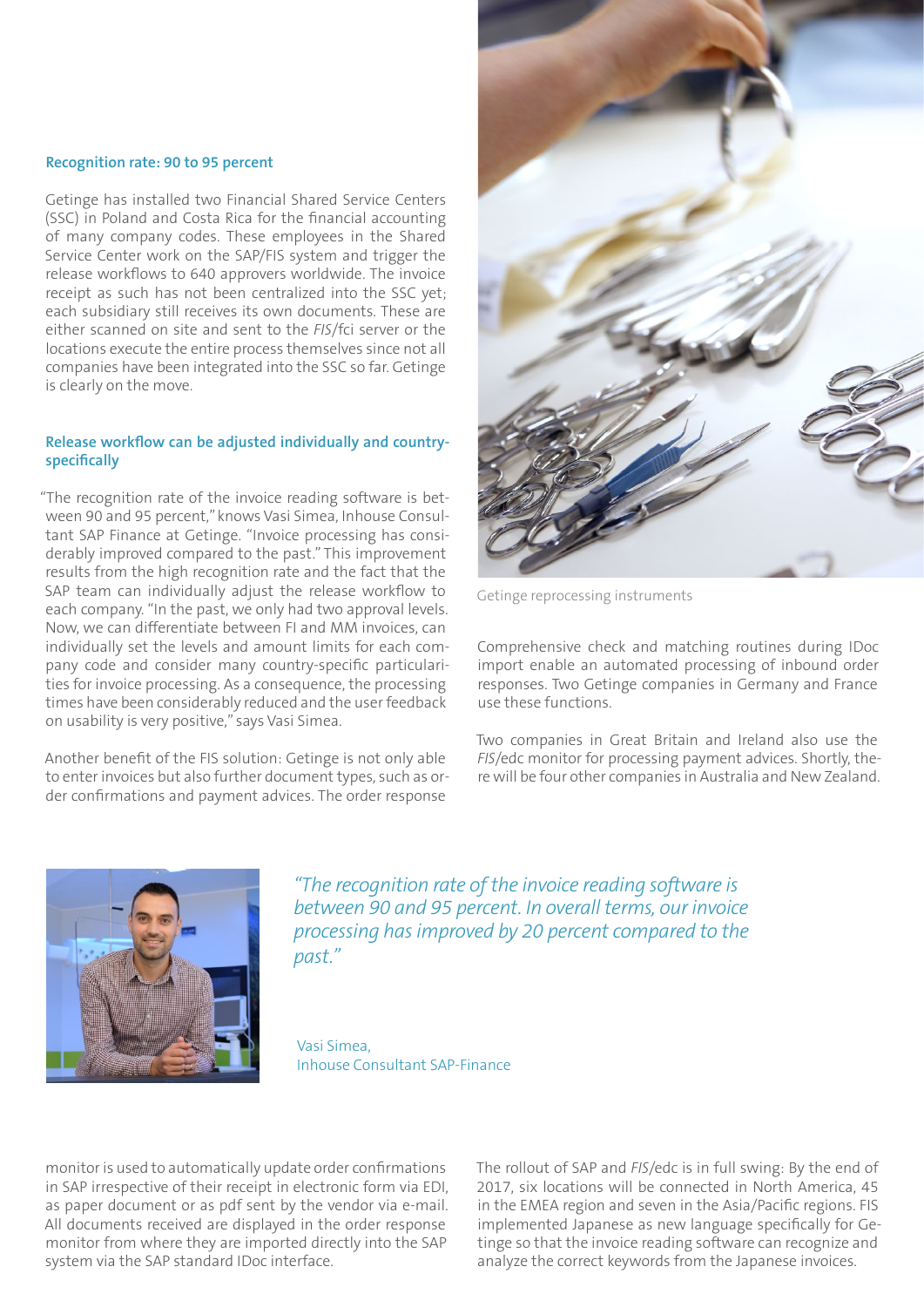### Recognition rate: 90 to 95 percent

Getinge has installed two Financial Shared Service Centers (SSC) in Poland and Costa Rica for the financial accounting of many company codes. These employees in the Shared Service Center work on the SAP/FIS system and trigger the release workflows to 640 approvers worldwide. The invoice receipt as such has not been centralized into the SSC yet; each subsidiary still receives its own documents. These are either scanned on site and sent to the *FIS*/fci server or the locations execute the entire process themselves since not all companies have been integrated into the SSC so far. Getinge is clearly on the move.

### Release workflow can be adjusted individually and country-specifically

"The recognition rate of the invoice reading software is between 90 and 95 percent," knows Vasi Simea, Inhouse Consultant SAP Finance at Getinge. "Invoice processing has considerably improved compared to the past." This improvement results from the high recognition rate and the fact that the SAP team can individually adjust the release workflow to each company. "In the past, we only had two approval levels. Now, we can differentiate between FI and MM invoices, can individually set the levels and amount limits for each company code and consider many country-specific particularities for invoice processing. As a consequence, the processing times have been considerably reduced and the user feedback on usability is very positive," says Vasi Simea.

Another benefit of the FIS solution: Getinge is not only able to enter invoices but also further document types, such as order confirmations and payment advices. The order response monitor is used to automatically update order confirmations in SAP irrespective of their receipt in electronic form via EDI, as paper document or as pdf sent by the vendor via e-mail. All documents received are displayed in the order response monitor from where they are imported directly into the SAP system via the SAP standard IDoc interface.

Getinge reprocessing instruments

Comprehensive check and matching routines during IDoc import enable an automated processing of inbound order responses. Two Getinge companies in Germany and France use these functions.

Two companies in Great Britain and Ireland also use the *FIS*/edc monitor for processing payment advices. Shortly, there will be four other companies in Australia and New Zealand.

*"The recognition rate of the invoice reading software is between 90 and 95 percent. In overall terms, our invoice processing has improved by 20 percent compared to the past."*

Vasi Simea,
Inhouse Consultant SAP-Finance

The rollout of SAP and *FIS*/edc is in full swing: By the end of 2017, six locations will be connected in North America, 45 in the EMEA region and seven in the Asia/Pacific regions. FIS implemented Japanese as new language specifically for Getinge so that the invoice reading software can recognize and analyze the correct keywords from the Japanese invoices.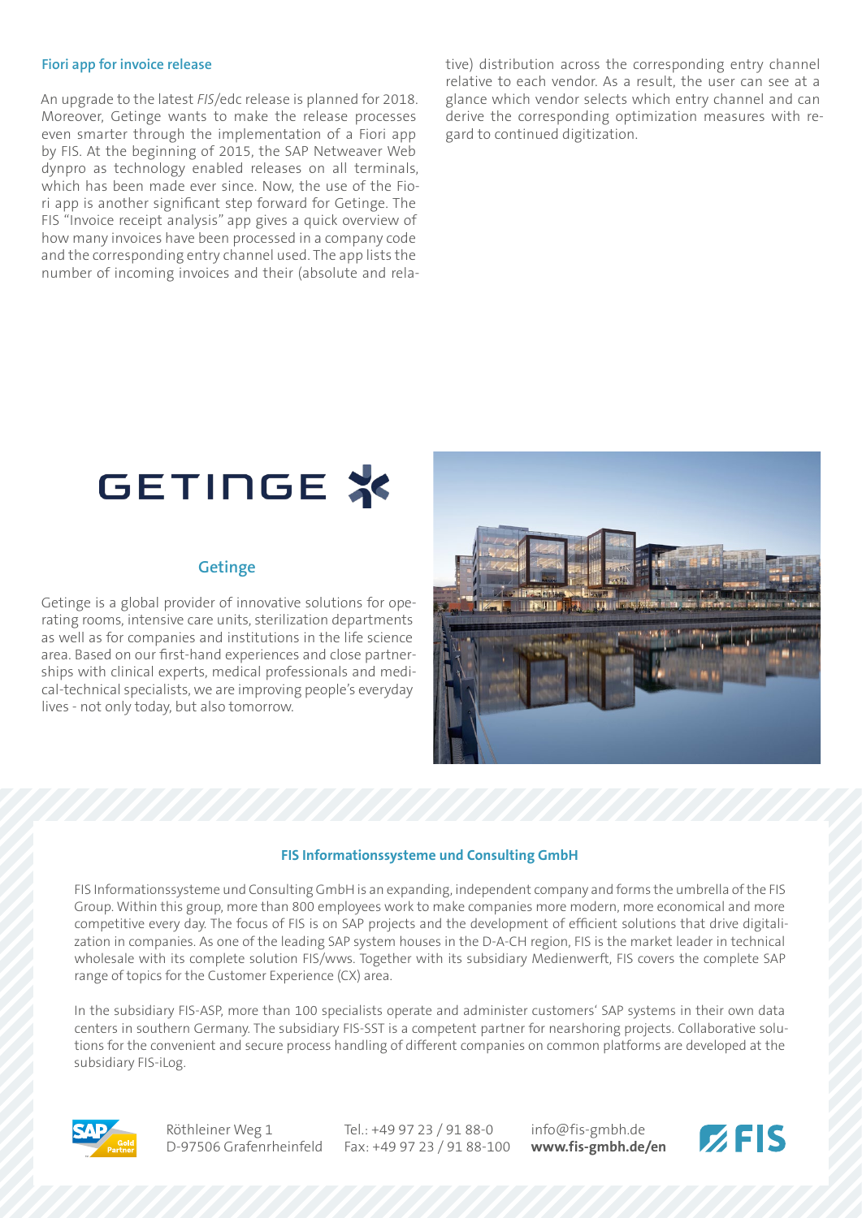### Fiori app for invoice release

An upgrade to the latest *FIS*/edc release is planned for 2018. Moreover, Getinge wants to make the release processes even smarter through the implementation of a Fiori app by FIS. At the beginning of 2015, the SAP Netweaver Web dynpro as technology enabled releases on all terminals, which has been made ever since. Now, the use of the Fiori app is another significant step forward for Getinge. The FIS "Invoice receipt analysis" app gives a quick overview of how many invoices have been processed in a company code and the corresponding entry channel used. The app lists the number of incoming invoices and their (absolute and relative) distribution across the corresponding entry channel relative to each vendor. As a result, the user can see at a glance which vendor selects which entry channel and can derive the corresponding optimization measures with regard to continued digitization.

GETINGE

### Getinge

Getinge is a global provider of innovative solutions for operating rooms, intensive care units, sterilization departments as well as for companies and institutions in the life science area. Based on our first-hand experiences and close partnerships with clinical experts, medical professionals and medical-technical specialists, we are improving people's everyday lives - not only today, but also tomorrow.

### FIS Informationssysteme und Consulting GmbH

FIS Informationssysteme und Consulting GmbH is an expanding, independent company and forms the umbrella of the FIS Group. Within this group, more than 800 employees work to make companies more modern, more economical and more competitive every day. The focus of FIS is on SAP projects and the development of efficient solutions that drive digitalization in companies. As one of the leading SAP system houses in the D-A-CH region, FIS is the market leader in technical wholesale with its complete solution FIS/wws. Together with its subsidiary Medienwerft, FIS covers the complete SAP range of topics for the Customer Experience (CX) area.

In the subsidiary FIS-ASP, more than 100 specialists operate and administer customers' SAP systems in their own data centers in southern Germany. The subsidiary FIS-SST is a competent partner for nearshoring projects. Collaborative solutions for the convenient and secure process handling of different companies on common platforms are developed at the subsidiary FIS-iLog.

SAP Gold Partner

Röthleiner Weg 1
D-97506 Grafenrheinfeld

Tel.: +49 97 23 / 91 88-0
Fax: +49 97 23 / 91 88-100

info@fis-gmbh.de
**www.fis-gmbh.de/en**

FIS